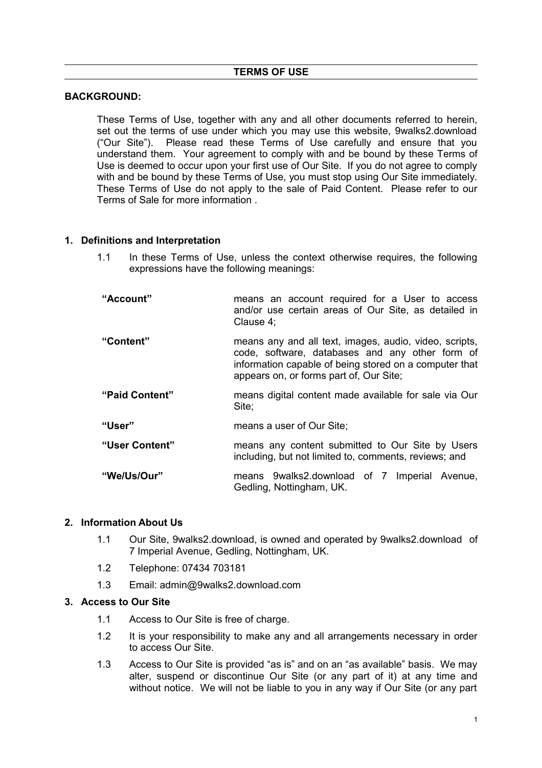# TERMS OF USE

**BACKGROUND:**

These Terms of Use, together with any and all other documents referred to herein, set out the terms of use under which you may use this website, 9walks2.download ("Our Site"). Please read these Terms of Use carefully and ensure that you understand them. Your agreement to comply with and be bound by these Terms of Use is deemed to occur upon your first use of Our Site. If you do not agree to comply with and be bound by these Terms of Use, you must stop using Our Site immediately. These Terms of Use do not apply to the sale of Paid Content. Please refer to our Terms of Sale for more information .

## 1. Definitions and Interpretation

1.1 In these Terms of Use, unless the context otherwise requires, the following expressions have the following meanings:

| | |
|---|---|
| **"Account"** | means an account required for a User to access and/or use certain areas of Our Site, as detailed in Clause 4; |
| **"Content"** | means any and all text, images, audio, video, scripts, code, software, databases and any other form of information capable of being stored on a computer that appears on, or forms part of, Our Site; |
| **"Paid Content"** | means digital content made available for sale via Our Site; |
| **"User"** | means a user of Our Site; |
| **"User Content"** | means any content submitted to Our Site by Users including, but not limited to, comments, reviews; and |
| **"We/Us/Our"** | means 9walks2.download of 7 Imperial Avenue, Gedling, Nottingham, UK. |

## 2. Information About Us

1.1 Our Site, 9walks2.download, is owned and operated by 9walks2.download of 7 Imperial Avenue, Gedling, Nottingham, UK.

1.2 Telephone: 07434 703181

1.3 Email: admin@9walks2.download.com

## 3. Access to Our Site

1.1 Access to Our Site is free of charge.

1.2 It is your responsibility to make any and all arrangements necessary in order to access Our Site.

1.3 Access to Our Site is provided "as is" and on an "as available" basis. We may alter, suspend or discontinue Our Site (or any part of it) at any time and without notice. We will not be liable to you in any way if Our Site (or any part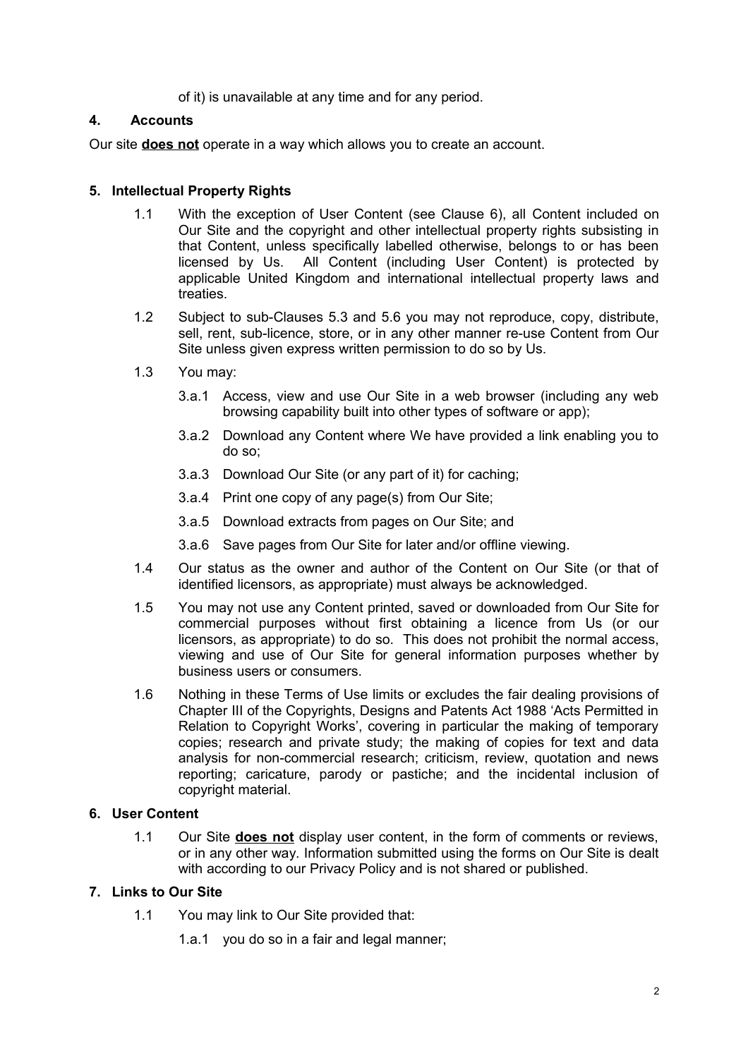of it) is unavailable at any time and for any period.

## 4. Accounts

Our site **does not** operate in a way which allows you to create an account.

## 5. Intellectual Property Rights

1.1 With the exception of User Content (see Clause 6), all Content included on Our Site and the copyright and other intellectual property rights subsisting in that Content, unless specifically labelled otherwise, belongs to or has been licensed by Us. All Content (including User Content) is protected by applicable United Kingdom and international intellectual property laws and treaties.

1.2 Subject to sub-Clauses 5.3 and 5.6 you may not reproduce, copy, distribute, sell, rent, sub-licence, store, or in any other manner re-use Content from Our Site unless given express written permission to do so by Us.

1.3 You may:

- 3.a.1 Access, view and use Our Site in a web browser (including any web browsing capability built into other types of software or app);
- 3.a.2 Download any Content where We have provided a link enabling you to do so;
- 3.a.3 Download Our Site (or any part of it) for caching;
- 3.a.4 Print one copy of any page(s) from Our Site;
- 3.a.5 Download extracts from pages on Our Site; and
- 3.a.6 Save pages from Our Site for later and/or offline viewing.

1.4 Our status as the owner and author of the Content on Our Site (or that of identified licensors, as appropriate) must always be acknowledged.

1.5 You may not use any Content printed, saved or downloaded from Our Site for commercial purposes without first obtaining a licence from Us (or our licensors, as appropriate) to do so. This does not prohibit the normal access, viewing and use of Our Site for general information purposes whether by business users or consumers.

1.6 Nothing in these Terms of Use limits or excludes the fair dealing provisions of Chapter III of the Copyrights, Designs and Patents Act 1988 'Acts Permitted in Relation to Copyright Works', covering in particular the making of temporary copies; research and private study; the making of copies for text and data analysis for non-commercial research; criticism, review, quotation and news reporting; caricature, parody or pastiche; and the incidental inclusion of copyright material.

## 6. User Content

1.1 Our Site **does not** display user content, in the form of comments or reviews, or in any other way. Information submitted using the forms on Our Site is dealt with according to our Privacy Policy and is not shared or published.

## 7. Links to Our Site

1.1 You may link to Our Site provided that:

- 1.a.1 you do so in a fair and legal manner;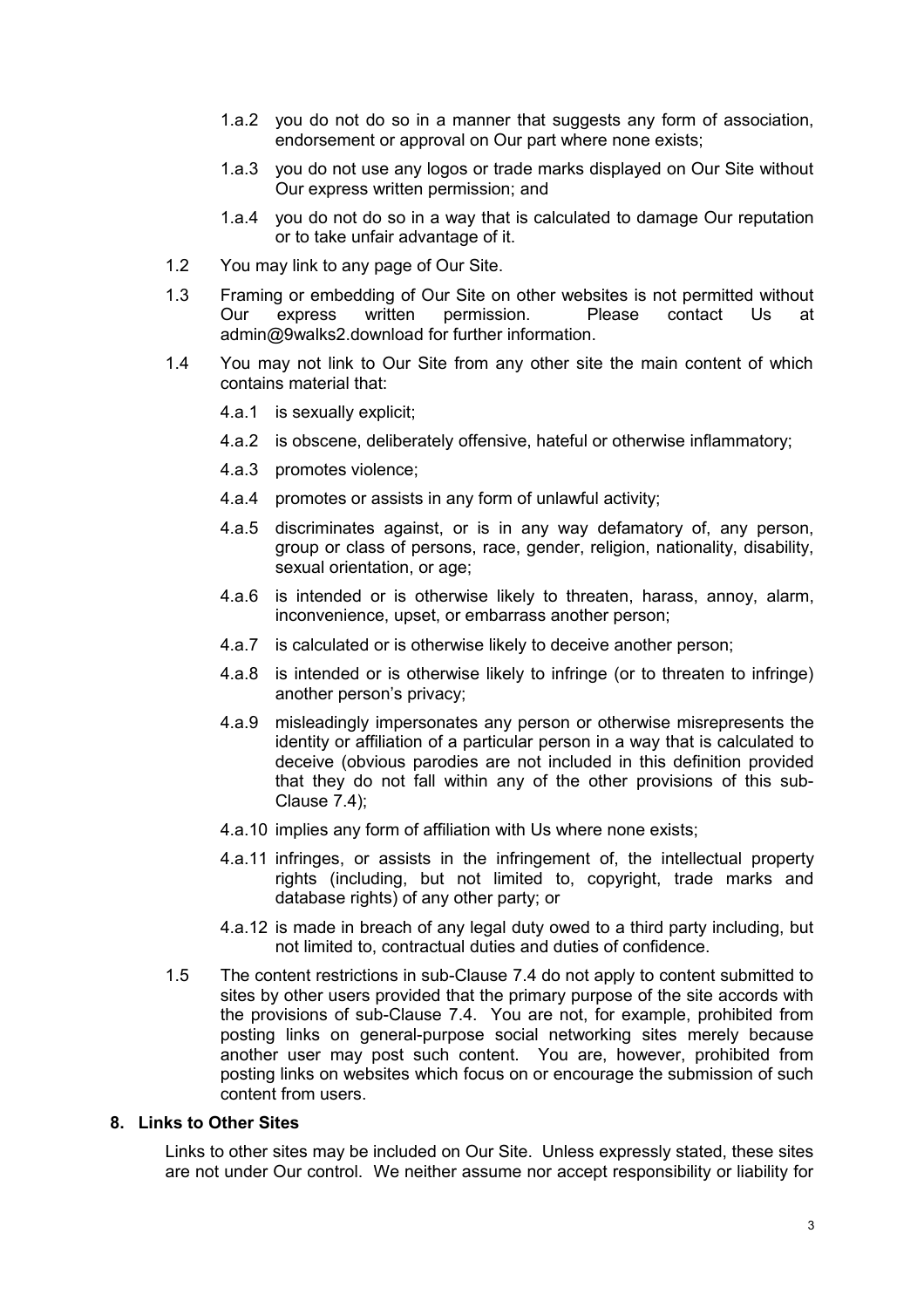1.a.2 you do not do so in a manner that suggests any form of association, endorsement or approval on Our part where none exists;

1.a.3 you do not use any logos or trade marks displayed on Our Site without Our express written permission; and

1.a.4 you do not do so in a way that is calculated to damage Our reputation or to take unfair advantage of it.

1.2 You may link to any page of Our Site.

1.3 Framing or embedding of Our Site on other websites is not permitted without Our express written permission. Please contact Us at admin@9walks2.download for further information.

1.4 You may not link to Our Site from any other site the main content of which contains material that:

4.a.1 is sexually explicit;

4.a.2 is obscene, deliberately offensive, hateful or otherwise inflammatory;

4.a.3 promotes violence;

4.a.4 promotes or assists in any form of unlawful activity;

4.a.5 discriminates against, or is in any way defamatory of, any person, group or class of persons, race, gender, religion, nationality, disability, sexual orientation, or age;

4.a.6 is intended or is otherwise likely to threaten, harass, annoy, alarm, inconvenience, upset, or embarrass another person;

4.a.7 is calculated or is otherwise likely to deceive another person;

4.a.8 is intended or is otherwise likely to infringe (or to threaten to infringe) another person's privacy;

4.a.9 misleadingly impersonates any person or otherwise misrepresents the identity or affiliation of a particular person in a way that is calculated to deceive (obvious parodies are not included in this definition provided that they do not fall within any of the other provisions of this sub-Clause 7.4);

4.a.10 implies any form of affiliation with Us where none exists;

4.a.11 infringes, or assists in the infringement of, the intellectual property rights (including, but not limited to, copyright, trade marks and database rights) of any other party; or

4.a.12 is made in breach of any legal duty owed to a third party including, but not limited to, contractual duties and duties of confidence.

1.5 The content restrictions in sub-Clause 7.4 do not apply to content submitted to sites by other users provided that the primary purpose of the site accords with the provisions of sub-Clause 7.4. You are not, for example, prohibited from posting links on general-purpose social networking sites merely because another user may post such content. You are, however, prohibited from posting links on websites which focus on or encourage the submission of such content from users.

## 8. Links to Other Sites

Links to other sites may be included on Our Site. Unless expressly stated, these sites are not under Our control. We neither assume nor accept responsibility or liability for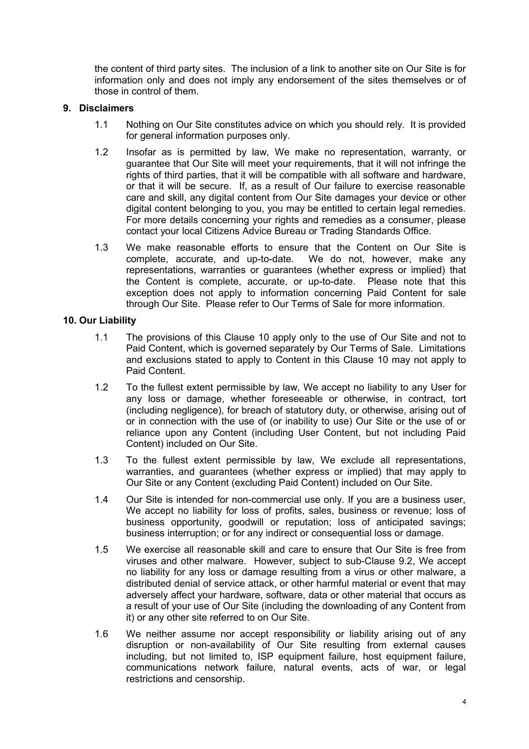the content of third party sites. The inclusion of a link to another site on Our Site is for information only and does not imply any endorsement of the sites themselves or of those in control of them.

## 9. Disclaimers

1.1 Nothing on Our Site constitutes advice on which you should rely. It is provided for general information purposes only.

1.2 Insofar as is permitted by law, We make no representation, warranty, or guarantee that Our Site will meet your requirements, that it will not infringe the rights of third parties, that it will be compatible with all software and hardware, or that it will be secure. If, as a result of Our failure to exercise reasonable care and skill, any digital content from Our Site damages your device or other digital content belonging to you, you may be entitled to certain legal remedies. For more details concerning your rights and remedies as a consumer, please contact your local Citizens Advice Bureau or Trading Standards Office.

1.3 We make reasonable efforts to ensure that the Content on Our Site is complete, accurate, and up-to-date. We do not, however, make any representations, warranties or guarantees (whether express or implied) that the Content is complete, accurate, or up-to-date. Please note that this exception does not apply to information concerning Paid Content for sale through Our Site. Please refer to Our Terms of Sale for more information.

## 10. Our Liability

1.1 The provisions of this Clause 10 apply only to the use of Our Site and not to Paid Content, which is governed separately by Our Terms of Sale. Limitations and exclusions stated to apply to Content in this Clause 10 may not apply to Paid Content.

1.2 To the fullest extent permissible by law, We accept no liability to any User for any loss or damage, whether foreseeable or otherwise, in contract, tort (including negligence), for breach of statutory duty, or otherwise, arising out of or in connection with the use of (or inability to use) Our Site or the use of or reliance upon any Content (including User Content, but not including Paid Content) included on Our Site.

1.3 To the fullest extent permissible by law, We exclude all representations, warranties, and guarantees (whether express or implied) that may apply to Our Site or any Content (excluding Paid Content) included on Our Site.

1.4 Our Site is intended for non-commercial use only. If you are a business user, We accept no liability for loss of profits, sales, business or revenue; loss of business opportunity, goodwill or reputation; loss of anticipated savings; business interruption; or for any indirect or consequential loss or damage.

1.5 We exercise all reasonable skill and care to ensure that Our Site is free from viruses and other malware. However, subject to sub-Clause 9.2, We accept no liability for any loss or damage resulting from a virus or other malware, a distributed denial of service attack, or other harmful material or event that may adversely affect your hardware, software, data or other material that occurs as a result of your use of Our Site (including the downloading of any Content from it) or any other site referred to on Our Site.

1.6 We neither assume nor accept responsibility or liability arising out of any disruption or non-availability of Our Site resulting from external causes including, but not limited to, ISP equipment failure, host equipment failure, communications network failure, natural events, acts of war, or legal restrictions and censorship.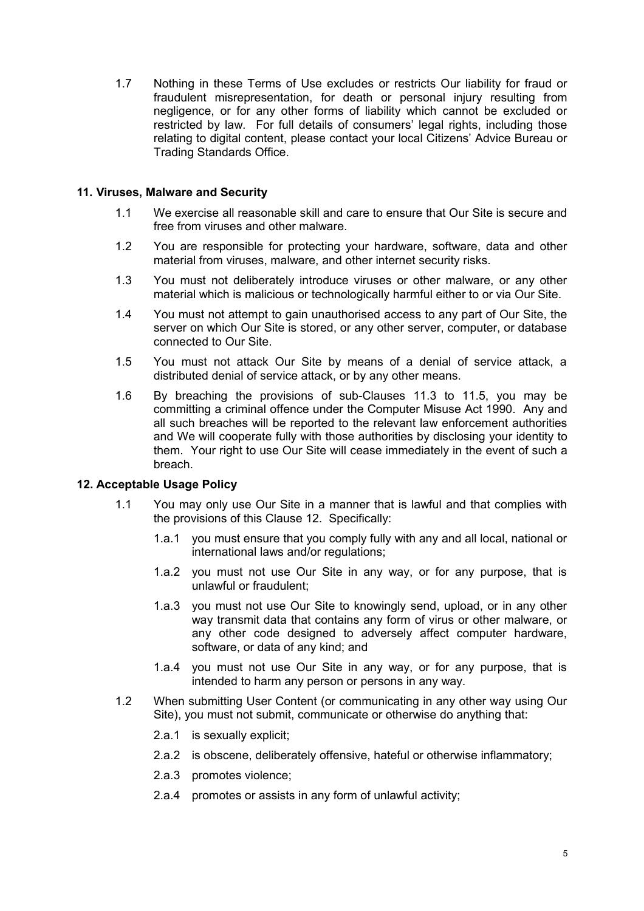1.7 Nothing in these Terms of Use excludes or restricts Our liability for fraud or fraudulent misrepresentation, for death or personal injury resulting from negligence, or for any other forms of liability which cannot be excluded or restricted by law. For full details of consumers' legal rights, including those relating to digital content, please contact your local Citizens' Advice Bureau or Trading Standards Office.

### 11. Viruses, Malware and Security

1.1 We exercise all reasonable skill and care to ensure that Our Site is secure and free from viruses and other malware.

1.2 You are responsible for protecting your hardware, software, data and other material from viruses, malware, and other internet security risks.

1.3 You must not deliberately introduce viruses or other malware, or any other material which is malicious or technologically harmful either to or via Our Site.

1.4 You must not attempt to gain unauthorised access to any part of Our Site, the server on which Our Site is stored, or any other server, computer, or database connected to Our Site.

1.5 You must not attack Our Site by means of a denial of service attack, a distributed denial of service attack, or by any other means.

1.6 By breaching the provisions of sub-Clauses 11.3 to 11.5, you may be committing a criminal offence under the Computer Misuse Act 1990. Any and all such breaches will be reported to the relevant law enforcement authorities and We will cooperate fully with those authorities by disclosing your identity to them. Your right to use Our Site will cease immediately in the event of such a breach.

### 12. Acceptable Usage Policy

1.1 You may only use Our Site in a manner that is lawful and that complies with the provisions of this Clause 12. Specifically:

- 1.a.1 you must ensure that you comply fully with any and all local, national or international laws and/or regulations;
- 1.a.2 you must not use Our Site in any way, or for any purpose, that is unlawful or fraudulent;
- 1.a.3 you must not use Our Site to knowingly send, upload, or in any other way transmit data that contains any form of virus or other malware, or any other code designed to adversely affect computer hardware, software, or data of any kind; and
- 1.a.4 you must not use Our Site in any way, or for any purpose, that is intended to harm any person or persons in any way.

1.2 When submitting User Content (or communicating in any other way using Our Site), you must not submit, communicate or otherwise do anything that:

- 2.a.1 is sexually explicit;
- 2.a.2 is obscene, deliberately offensive, hateful or otherwise inflammatory;
- 2.a.3 promotes violence;
- 2.a.4 promotes or assists in any form of unlawful activity;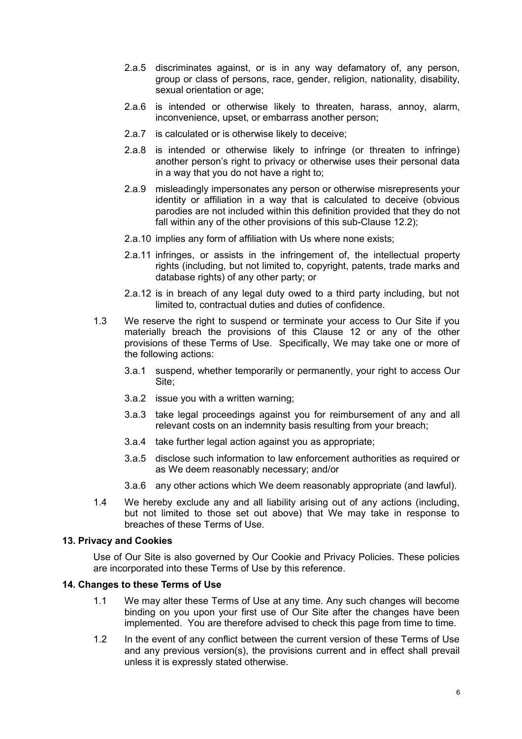- 2.a.5 discriminates against, or is in any way defamatory of, any person, group or class of persons, race, gender, religion, nationality, disability, sexual orientation or age;
- 2.a.6 is intended or otherwise likely to threaten, harass, annoy, alarm, inconvenience, upset, or embarrass another person;
- 2.a.7 is calculated or is otherwise likely to deceive;
- 2.a.8 is intended or otherwise likely to infringe (or threaten to infringe) another person's right to privacy or otherwise uses their personal data in a way that you do not have a right to;
- 2.a.9 misleadingly impersonates any person or otherwise misrepresents your identity or affiliation in a way that is calculated to deceive (obvious parodies are not included within this definition provided that they do not fall within any of the other provisions of this sub-Clause 12.2);
- 2.a.10 implies any form of affiliation with Us where none exists;
- 2.a.11 infringes, or assists in the infringement of, the intellectual property rights (including, but not limited to, copyright, patents, trade marks and database rights) of any other party; or
- 2.a.12 is in breach of any legal duty owed to a third party including, but not limited to, contractual duties and duties of confidence.

1.3 We reserve the right to suspend or terminate your access to Our Site if you materially breach the provisions of this Clause 12 or any of the other provisions of these Terms of Use. Specifically, We may take one or more of the following actions:

- 3.a.1 suspend, whether temporarily or permanently, your right to access Our Site;
- 3.a.2 issue you with a written warning;
- 3.a.3 take legal proceedings against you for reimbursement of any and all relevant costs on an indemnity basis resulting from your breach;
- 3.a.4 take further legal action against you as appropriate;
- 3.a.5 disclose such information to law enforcement authorities as required or as We deem reasonably necessary; and/or
- 3.a.6 any other actions which We deem reasonably appropriate (and lawful).

1.4 We hereby exclude any and all liability arising out of any actions (including, but not limited to those set out above) that We may take in response to breaches of these Terms of Use.

**13. Privacy and Cookies**

Use of Our Site is also governed by Our Cookie and Privacy Policies. These policies are incorporated into these Terms of Use by this reference.

**14. Changes to these Terms of Use**

1.1 We may alter these Terms of Use at any time. Any such changes will become binding on you upon your first use of Our Site after the changes have been implemented. You are therefore advised to check this page from time to time.

1.2 In the event of any conflict between the current version of these Terms of Use and any previous version(s), the provisions current and in effect shall prevail unless it is expressly stated otherwise.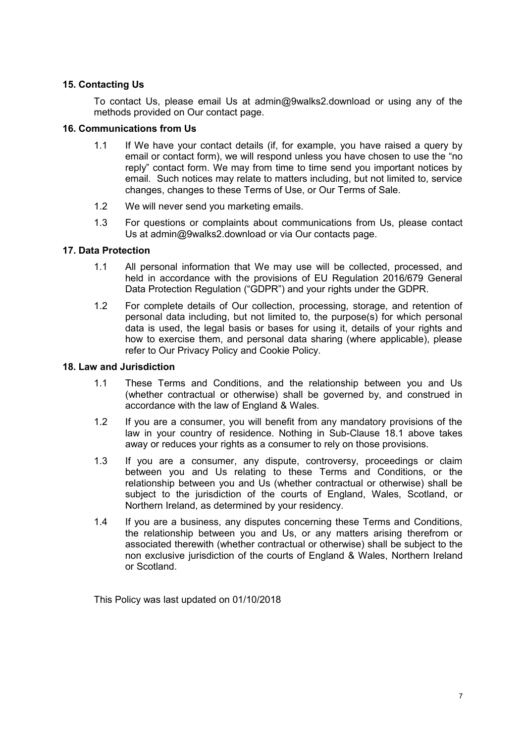### 15. Contacting Us

To contact Us, please email Us at admin@9walks2.download or using any of the methods provided on Our contact page.

### 16. Communications from Us

1.1 If We have your contact details (if, for example, you have raised a query by email or contact form), we will respond unless you have chosen to use the "no reply" contact form. We may from time to time send you important notices by email. Such notices may relate to matters including, but not limited to, service changes, changes to these Terms of Use, or Our Terms of Sale.

1.2 We will never send you marketing emails.

1.3 For questions or complaints about communications from Us, please contact Us at admin@9walks2.download or via Our contacts page.

### 17. Data Protection

1.1 All personal information that We may use will be collected, processed, and held in accordance with the provisions of EU Regulation 2016/679 General Data Protection Regulation ("GDPR") and your rights under the GDPR.

1.2 For complete details of Our collection, processing, storage, and retention of personal data including, but not limited to, the purpose(s) for which personal data is used, the legal basis or bases for using it, details of your rights and how to exercise them, and personal data sharing (where applicable), please refer to Our Privacy Policy and Cookie Policy.

### 18. Law and Jurisdiction

1.1 These Terms and Conditions, and the relationship between you and Us (whether contractual or otherwise) shall be governed by, and construed in accordance with the law of England & Wales.

1.2 If you are a consumer, you will benefit from any mandatory provisions of the law in your country of residence. Nothing in Sub-Clause 18.1 above takes away or reduces your rights as a consumer to rely on those provisions.

1.3 If you are a consumer, any dispute, controversy, proceedings or claim between you and Us relating to these Terms and Conditions, or the relationship between you and Us (whether contractual or otherwise) shall be subject to the jurisdiction of the courts of England, Wales, Scotland, or Northern Ireland, as determined by your residency.

1.4 If you are a business, any disputes concerning these Terms and Conditions, the relationship between you and Us, or any matters arising therefrom or associated therewith (whether contractual or otherwise) shall be subject to the non exclusive jurisdiction of the courts of England & Wales, Northern Ireland or Scotland.

This Policy was last updated on 01/10/2018